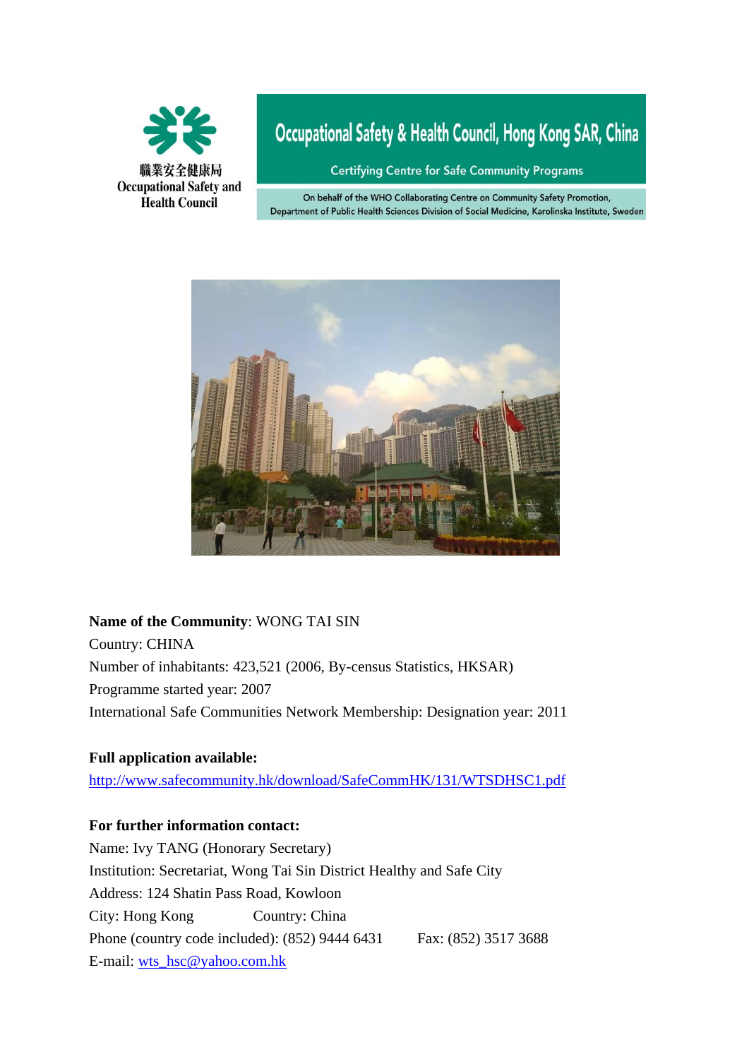職業安全健康局
Occupational Safety and Health Council

# Occupational Safety & Health Council, Hong Kong SAR, China

Certifying Centre for Safe Community Programs

On behalf of the WHO Collaborating Centre on Community Safety Promotion, Department of Public Health Sciences Division of Social Medicine, Karolinska Institute, Sweden

**Name of the Community**: WONG TAI SIN
Country: CHINA
Number of inhabitants: 423,521 (2006, By-census Statistics, HKSAR)
Programme started year: 2007
International Safe Communities Network Membership: Designation year: 2011

**Full application available:**
http://www.safecommunity.hk/download/SafeCommHK/131/WTSDHSC1.pdf

**For further information contact:**
Name: Ivy TANG (Honorary Secretary)
Institution: Secretariat, Wong Tai Sin District Healthy and Safe City
Address: 124 Shatin Pass Road, Kowloon
City: Hong Kong Country: China
Phone (country code included): (852) 9444 6431 Fax: (852) 3517 3688
E-mail: wts_hsc@yahoo.com.hk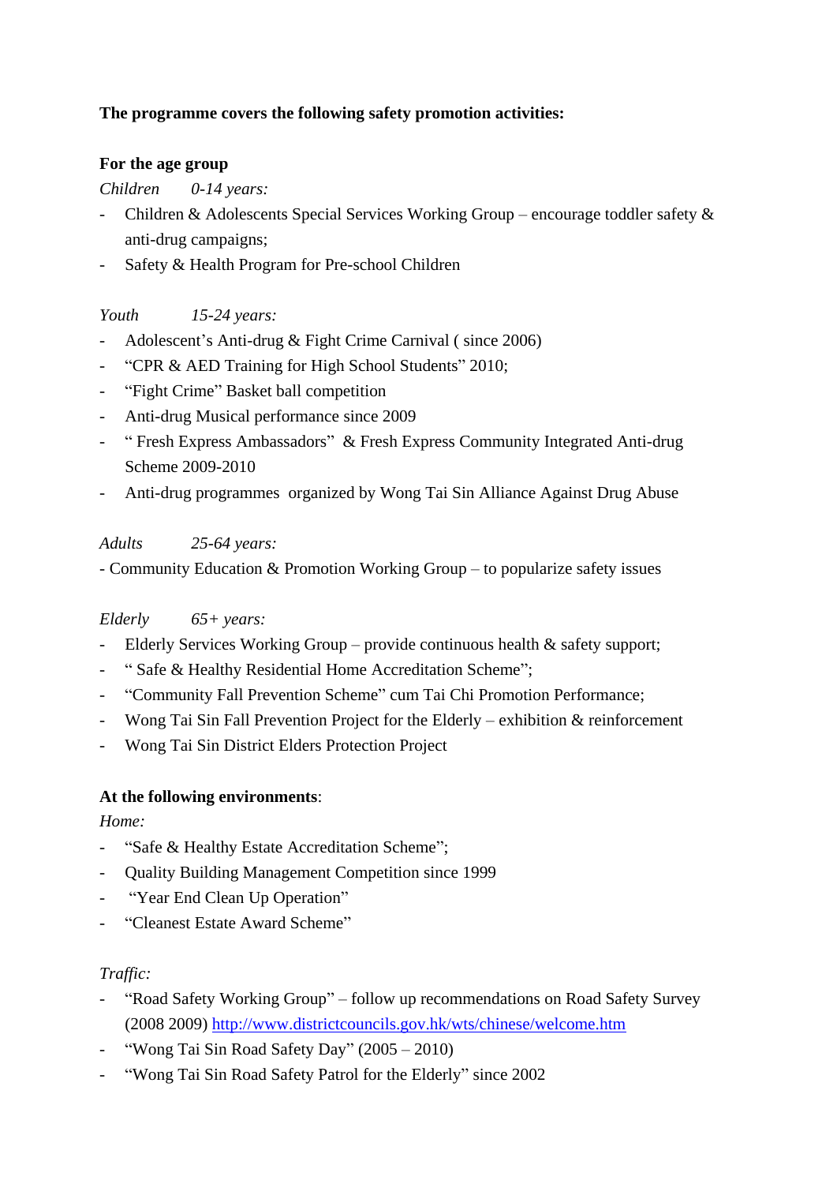**The programme covers the following safety promotion activities:**

**For the age group**

*Children 0-14 years:*

- Children & Adolescents Special Services Working Group – encourage toddler safety & anti-drug campaigns;
- Safety & Health Program for Pre-school Children

*Youth 15-24 years:*

- Adolescent's Anti-drug & Fight Crime Carnival ( since 2006)
- "CPR & AED Training for High School Students" 2010;
- "Fight Crime" Basket ball competition
- Anti-drug Musical performance since 2009
- " Fresh Express Ambassadors" & Fresh Express Community Integrated Anti-drug Scheme 2009-2010
- Anti-drug programmes organized by Wong Tai Sin Alliance Against Drug Abuse

*Adults 25-64 years:*

- Community Education & Promotion Working Group – to popularize safety issues

*Elderly 65+ years:*

- Elderly Services Working Group – provide continuous health & safety support;
- " Safe & Healthy Residential Home Accreditation Scheme";
- "Community Fall Prevention Scheme" cum Tai Chi Promotion Performance;
- Wong Tai Sin Fall Prevention Project for the Elderly – exhibition & reinforcement
- Wong Tai Sin District Elders Protection Project

**At the following environments**:

*Home:*

- "Safe & Healthy Estate Accreditation Scheme";
- Quality Building Management Competition since 1999
- "Year End Clean Up Operation"
- "Cleanest Estate Award Scheme"

*Traffic:*

- "Road Safety Working Group" – follow up recommendations on Road Safety Survey (2008 2009) [http://www.districtcouncils.gov.hk/wts/chinese/welcome.htm](http://www.districtcouncils.gov.hk/wts/chinese/welcome.htm)
- "Wong Tai Sin Road Safety Day" (2005 – 2010)
- "Wong Tai Sin Road Safety Patrol for the Elderly" since 2002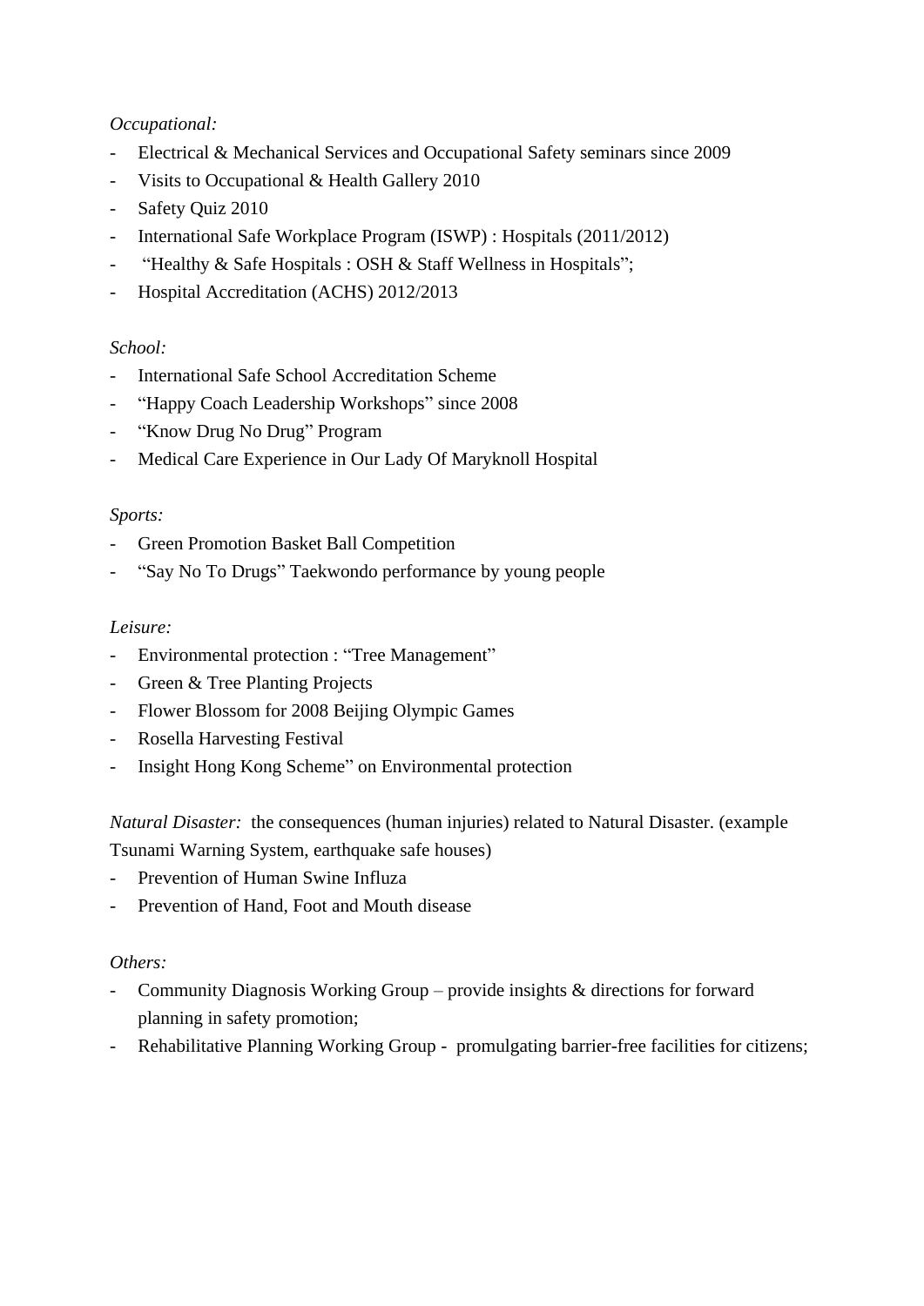*Occupational:*

- Electrical & Mechanical Services and Occupational Safety seminars since 2009
- Visits to Occupational & Health Gallery 2010
- Safety Quiz 2010
- International Safe Workplace Program (ISWP) : Hospitals (2011/2012)
- "Healthy & Safe Hospitals : OSH & Staff Wellness in Hospitals";
- Hospital Accreditation (ACHS) 2012/2013

*School:*

- International Safe School Accreditation Scheme
- "Happy Coach Leadership Workshops" since 2008
- "Know Drug No Drug" Program
- Medical Care Experience in Our Lady Of Maryknoll Hospital

*Sports:*

- Green Promotion Basket Ball Competition
- "Say No To Drugs" Taekwondo performance by young people

*Leisure:*

- Environmental protection : "Tree Management"
- Green & Tree Planting Projects
- Flower Blossom for 2008 Beijing Olympic Games
- Rosella Harvesting Festival
- Insight Hong Kong Scheme" on Environmental protection

*Natural Disaster:* the consequences (human injuries) related to Natural Disaster. (example Tsunami Warning System, earthquake safe houses)

- Prevention of Human Swine Influza
- Prevention of Hand, Foot and Mouth disease

*Others:*

- Community Diagnosis Working Group – provide insights & directions for forward planning in safety promotion;
- Rehabilitative Planning Working Group - promulgating barrier-free facilities for citizens;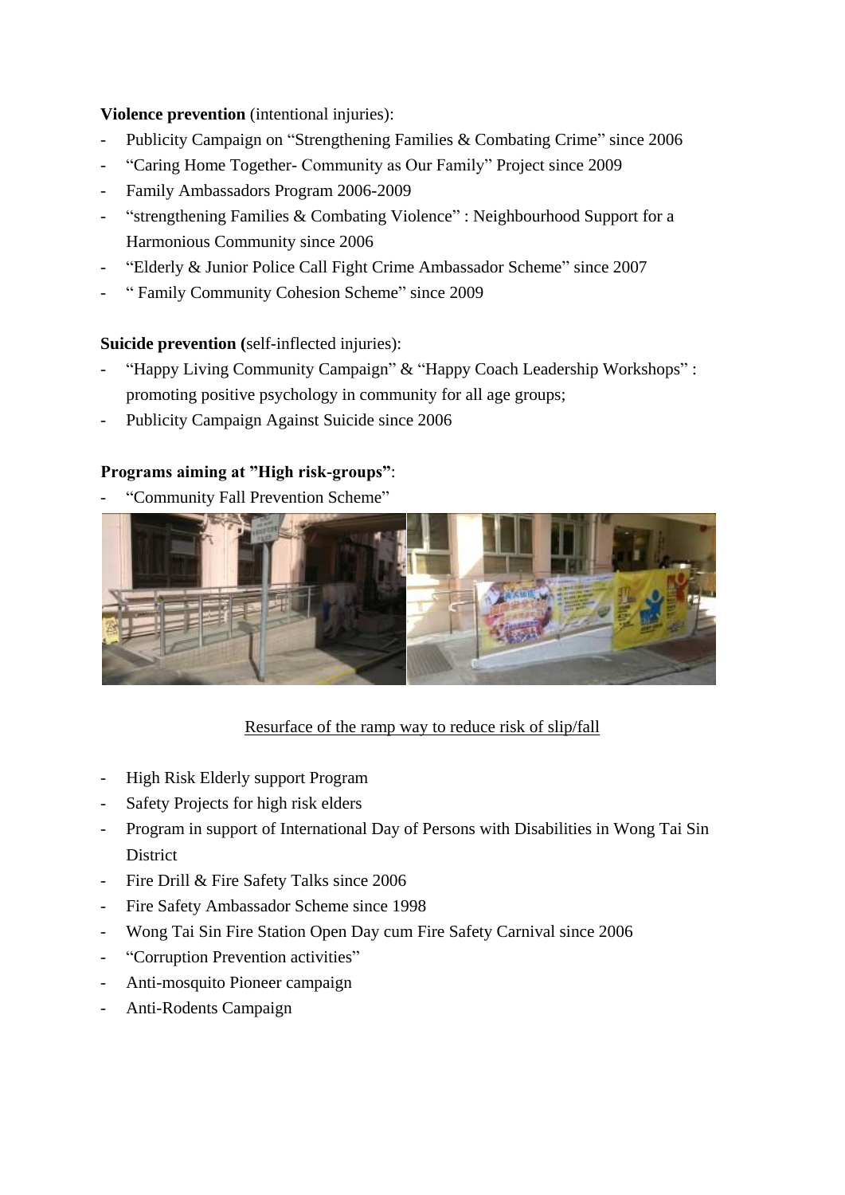**Violence prevention** (intentional injuries):

- Publicity Campaign on “Strengthening Families & Combating Crime” since 2006
- “Caring Home Together- Community as Our Family” Project since 2009
- Family Ambassadors Program 2006-2009
- “strengthening Families & Combating Violence” : Neighbourhood Support for a Harmonious Community since 2006
- “Elderly & Junior Police Call Fight Crime Ambassador Scheme” since 2007
- “ Family Community Cohesion Scheme” since 2009

**Suicide prevention (**self-inflected injuries):

- “Happy Living Community Campaign” & “Happy Coach Leadership Workshops” : promoting positive psychology in community for all age groups;
- Publicity Campaign Against Suicide since 2006

**Programs aiming at ”High risk-groups”**:

- “Community Fall Prevention Scheme”

Resurface of the ramp way to reduce risk of slip/fall

- High Risk Elderly support Program
- Safety Projects for high risk elders
- Program in support of International Day of Persons with Disabilities in Wong Tai Sin District
- Fire Drill & Fire Safety Talks since 2006
- Fire Safety Ambassador Scheme since 1998
- Wong Tai Sin Fire Station Open Day cum Fire Safety Carnival since 2006
- “Corruption Prevention activities”
- Anti-mosquito Pioneer campaign
- Anti-Rodents Campaign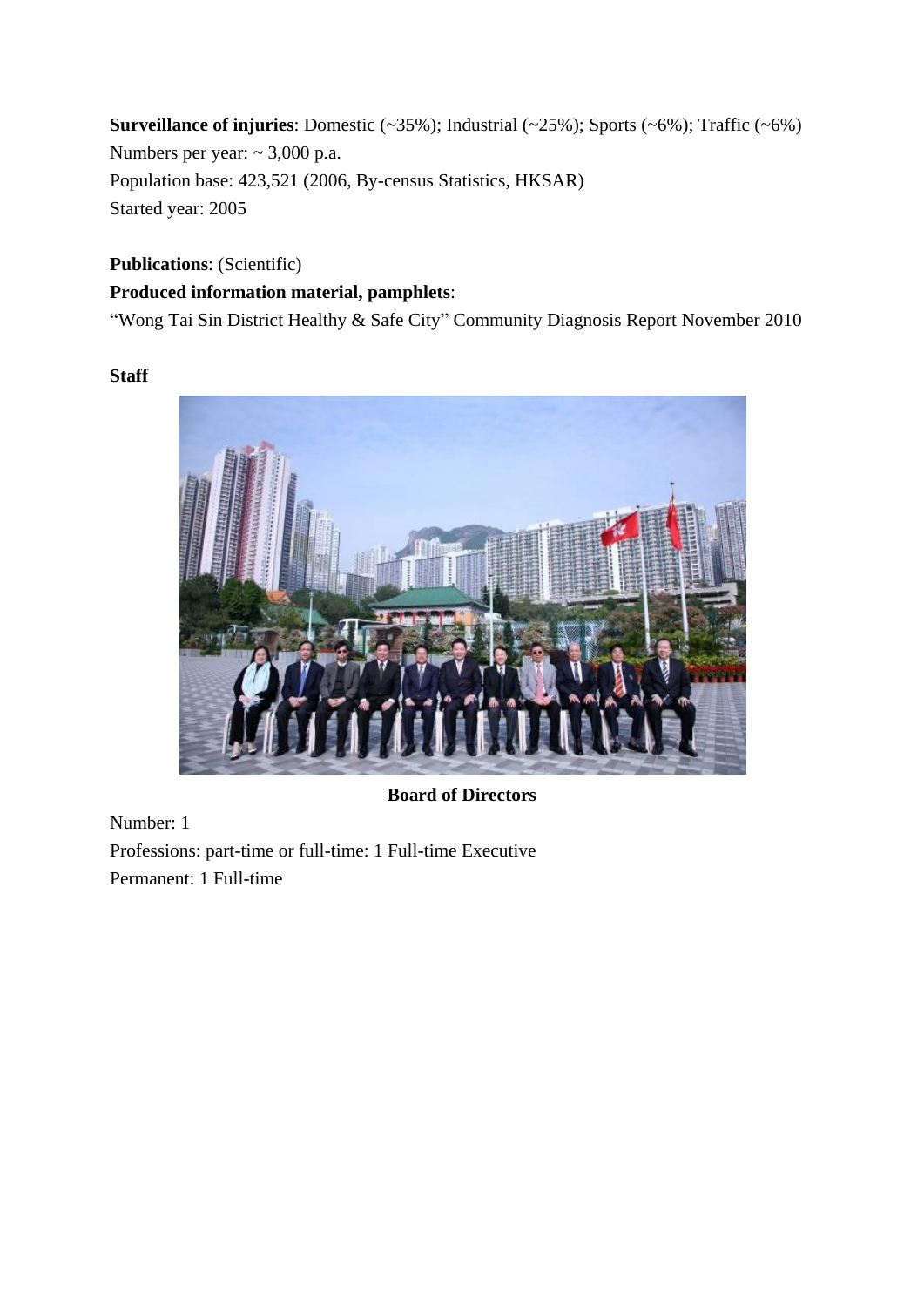**Surveillance of injuries**: Domestic (~35%); Industrial (~25%); Sports (~6%); Traffic (~6%)
Numbers per year: ~ 3,000 p.a.
Population base: 423,521 (2006, By-census Statistics, HKSAR)
Started year: 2005

**Publications**: (Scientific)

**Produced information material, pamphlets**:
"Wong Tai Sin District Healthy & Safe City" Community Diagnosis Report November 2010

**Staff**

**Board of Directors**

Number: 1
Professions: part-time or full-time: 1 Full-time Executive
Permanent: 1 Full-time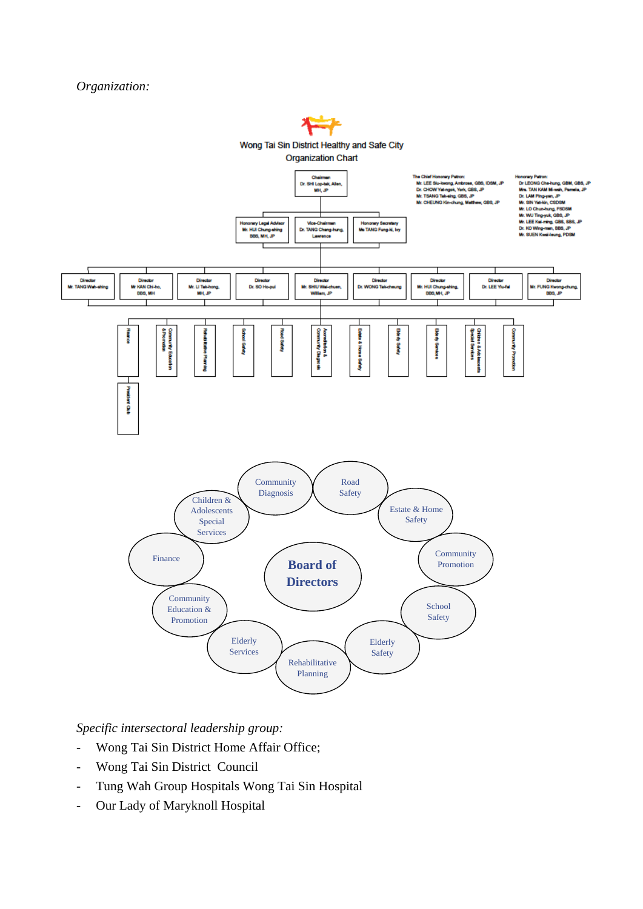*Organization:*

Wong Tai Sin District Healthy and Safe City
Organization Chart

Chairman
Dr. SHI Lop-tak, Allen, MH, JP

The Chief Honorary Patron:
Mr. LEE Siu-kwong, Ambrose, GBS, IDSM, JP
Dr. CHOW Yat-ngok, York, GBS, JP
Mr. TSANG Tak-sing, GBS, JP
Mr. CHEUNG Kin-chung, Matthew, GBS, JP

Honorary Patron:
Dr LEONG Che-hung, GBM, GBS, JP
Mrs. TAN KAM Mi-wah, Pamela, JP
Dr. LAM Ping-yan, JP
Mr. SIN Yat-kin, CSDSM
Mr. LO Chun-hung, FSDSM
Mr. WU Ting-yuk, GBS, JP
Mr. LEE Kai-ming, GBS, SBS, JP
Dr. KO Wing-man, BBS, JP
Mr. SUEN Kwai-leung, PDSM

Honorary Legal Advisor
Mr. HUI Chung-shing BBS, MH, JP

Vice-Chairman
Dr. TANG Cheng-hung, Lawrence

Honorary Secretary
Ms TANG Fung-ki, Ivy

Director Mr. TANG Wah-shing
Director Mr KAN Chi-ho, BBS, MH
Director Mr. LI Tak-hong, MH, JP
Director Dr. SO Ho-pui
Director Mr. SHIU Wai-chuen, William, JP
Director Dr. WONG Tak-cheung
Director Mr. HUI Chung-shing, BBS, MH, JP
Director Dr. LEE Yiu-fai
Director Mr. FUNG Kwong-chung, BBS, JP

Finance – President Club
Community Education & Promotion
Rehabilitative Planning
School Safety
Road Safety
Accreditation & Community Diagnosis
Estate & Home Safety
Elderly Safety
Elderly Services
Children & Adolescents Special Services
Community Promotion

Board of Directors: Community Diagnosis; Road Safety; Estate & Home Safety; Community Promotion; School Safety; Elderly Safety; Rehabilitative Planning; Elderly Services; Community Education & Promotion; Finance; Children & Adolescents Special Services

*Specific intersectoral leadership group:*

- Wong Tai Sin District Home Affair Office;
- Wong Tai Sin District Council
- Tung Wah Group Hospitals Wong Tai Sin Hospital
- Our Lady of Maryknoll Hospital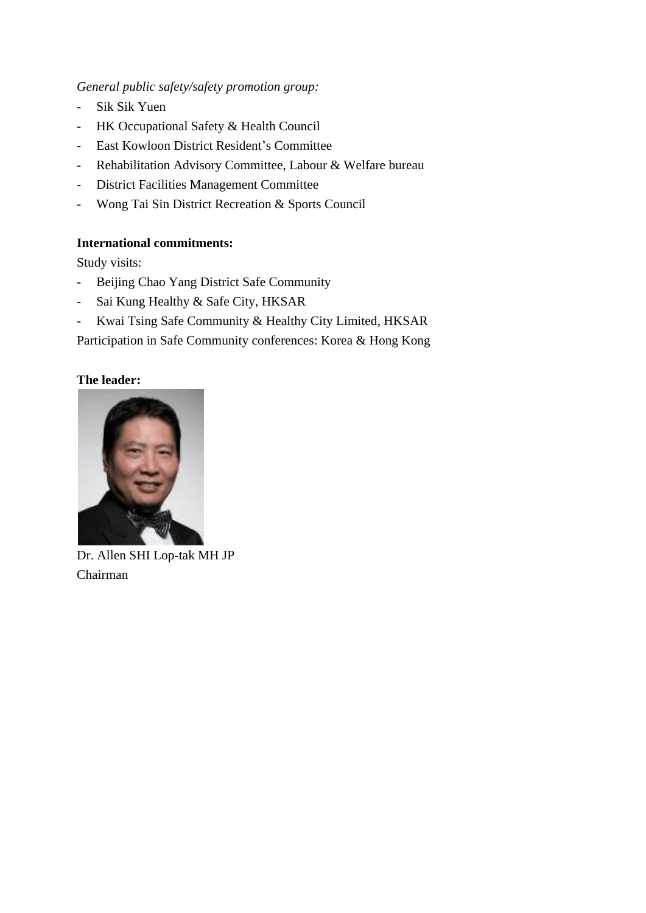*General public safety/safety promotion group:*

- Sik Sik Yuen
- HK Occupational Safety & Health Council
- East Kowloon District Resident's Committee
- Rehabilitation Advisory Committee, Labour & Welfare bureau
- District Facilities Management Committee
- Wong Tai Sin District Recreation & Sports Council

**International commitments:**

Study visits:

- Beijing Chao Yang District Safe Community
- Sai Kung Healthy & Safe City, HKSAR
- Kwai Tsing Safe Community & Healthy City Limited, HKSAR

Participation in Safe Community conferences: Korea & Hong Kong

**The leader:**

Dr. Allen SHI Lop-tak MH JP
Chairman